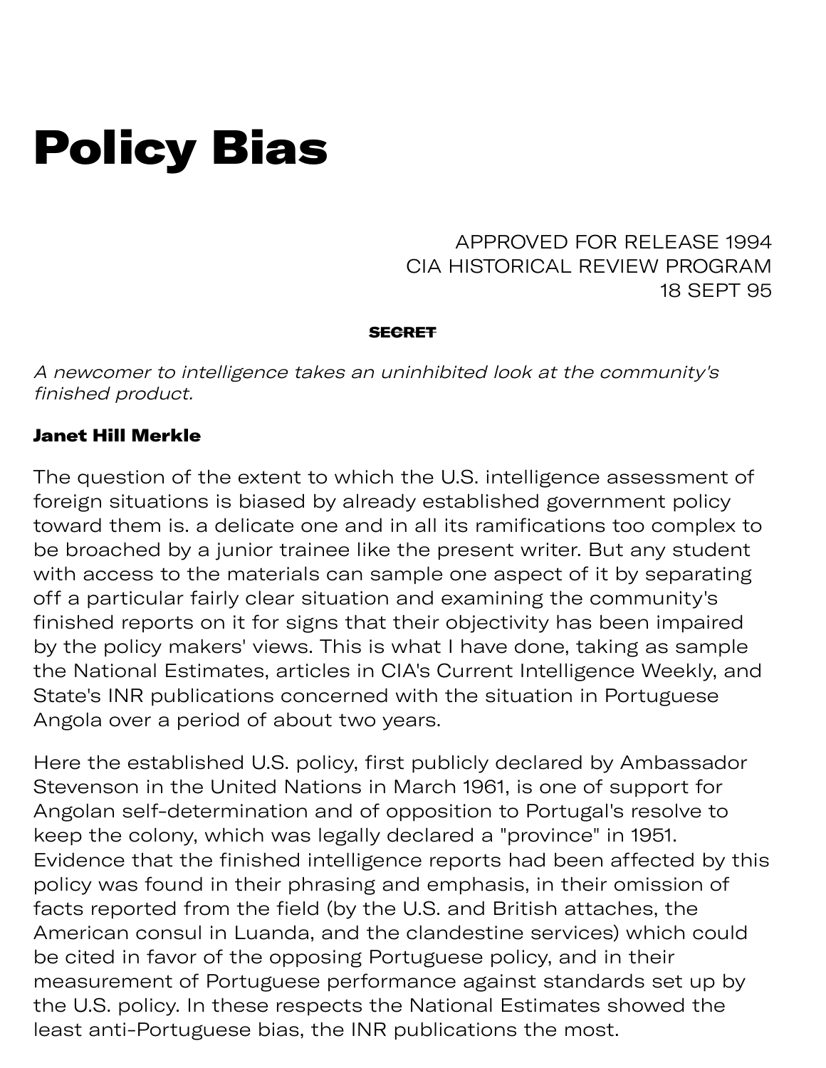# Policy Bias

APPROVED FOR RELEASE 1994
CIA HISTORICAL REVIEW PROGRAM
18 SEPT 95

~~**SECRET**~~

*A newcomer to intelligence takes an uninhibited look at the community's finished product.*

**Janet Hill Merkle**

The question of the extent to which the U.S. intelligence assessment of foreign situations is biased by already established government policy toward them is. a delicate one and in all its ramifications too complex to be broached by a junior trainee like the present writer. But any student with access to the materials can sample one aspect of it by separating off a particular fairly clear situation and examining the community's finished reports on it for signs that their objectivity has been impaired by the policy makers' views. This is what I have done, taking as sample the National Estimates, articles in CIA's Current Intelligence Weekly, and State's INR publications concerned with the situation in Portuguese Angola over a period of about two years.

Here the established U.S. policy, first publicly declared by Ambassador Stevenson in the United Nations in March 1961, is one of support for Angolan self-determination and of opposition to Portugal's resolve to keep the colony, which was legally declared a "province" in 1951. Evidence that the finished intelligence reports had been affected by this policy was found in their phrasing and emphasis, in their omission of facts reported from the field (by the U.S. and British attaches, the American consul in Luanda, and the clandestine services) which could be cited in favor of the opposing Portuguese policy, and in their measurement of Portuguese performance against standards set up by the U.S. policy. In these respects the National Estimates showed the least anti-Portuguese bias, the INR publications the most.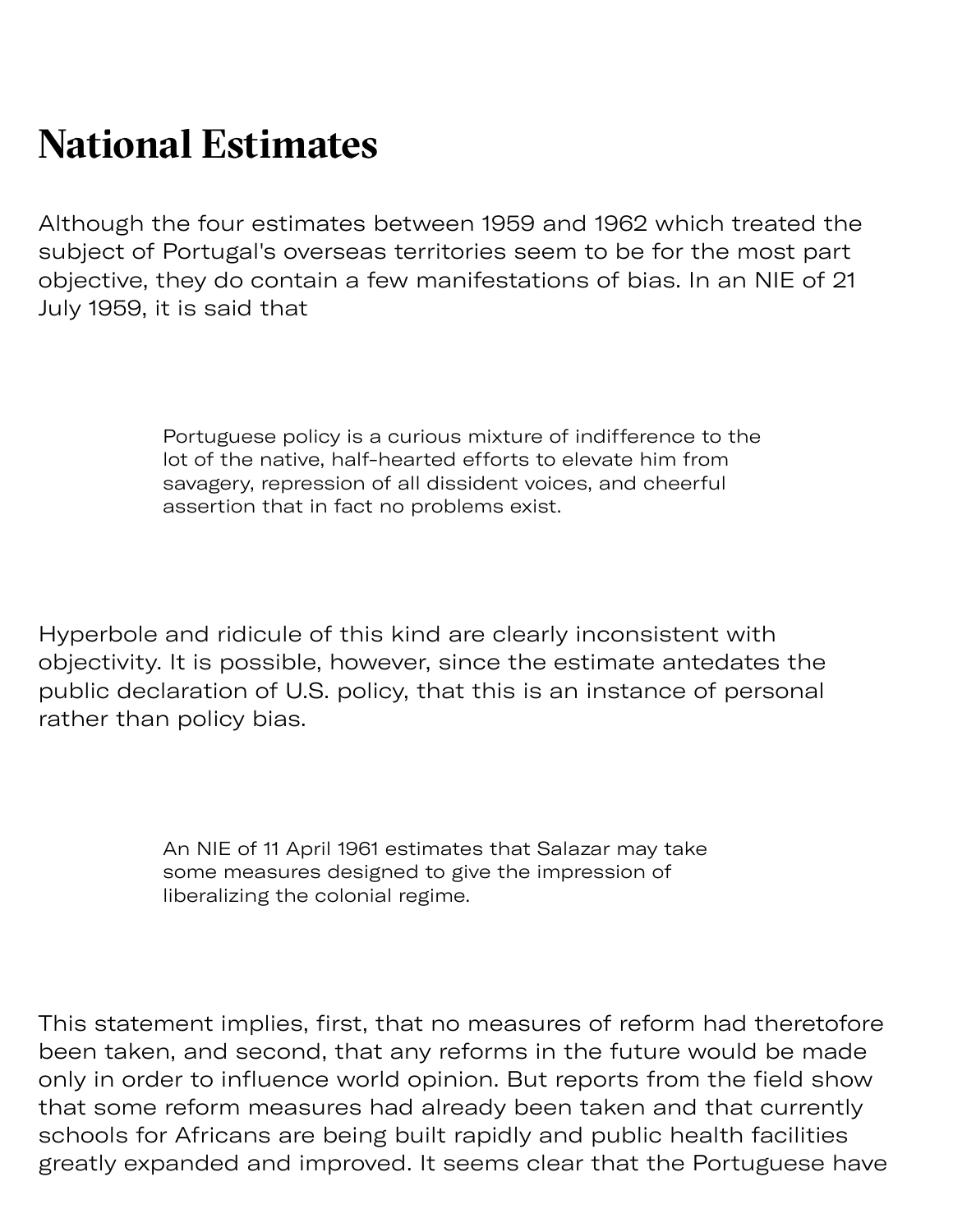# National Estimates

Although the four estimates between 1959 and 1962 which treated the subject of Portugal's overseas territories seem to be for the most part objective, they do contain a few manifestations of bias. In an NIE of 21 July 1959, it is said that

> Portuguese policy is a curious mixture of indifference to the lot of the native, half-hearted efforts to elevate him from savagery, repression of all dissident voices, and cheerful assertion that in fact no problems exist.

Hyperbole and ridicule of this kind are clearly inconsistent with objectivity. It is possible, however, since the estimate antedates the public declaration of U.S. policy, that this is an instance of personal rather than policy bias.

> An NIE of 11 April 1961 estimates that Salazar may take some measures designed to give the impression of liberalizing the colonial regime.

This statement implies, first, that no measures of reform had theretofore been taken, and second, that any reforms in the future would be made only in order to influence world opinion. But reports from the field show that some reform measures had already been taken and that currently schools for Africans are being built rapidly and public health facilities greatly expanded and improved. It seems clear that the Portuguese have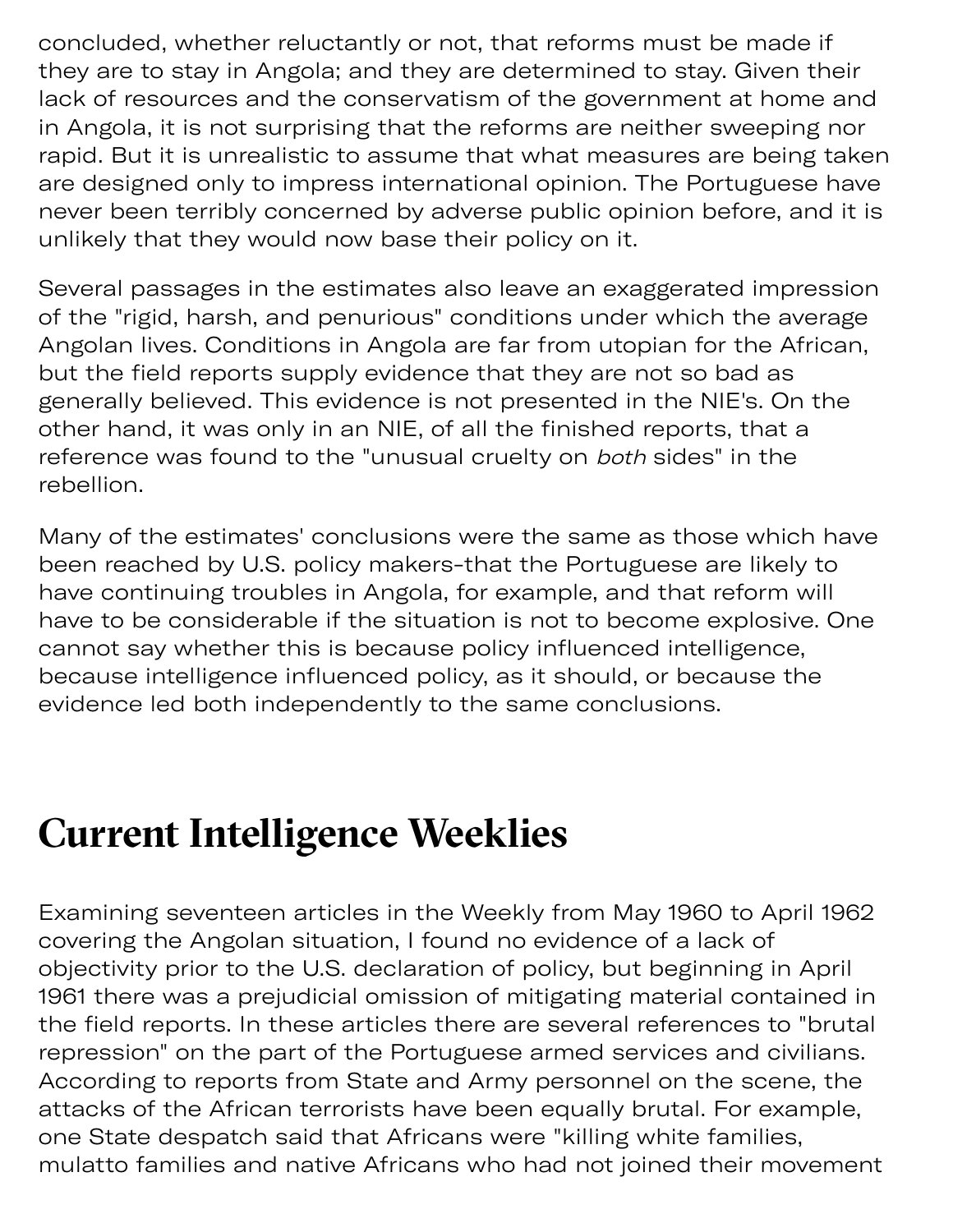concluded, whether reluctantly or not, that reforms must be made if they are to stay in Angola; and they are determined to stay. Given their lack of resources and the conservatism of the government at home and in Angola, it is not surprising that the reforms are neither sweeping nor rapid. But it is unrealistic to assume that what measures are being taken are designed only to impress international opinion. The Portuguese have never been terribly concerned by adverse public opinion before, and it is unlikely that they would now base their policy on it.

Several passages in the estimates also leave an exaggerated impression of the "rigid, harsh, and penurious" conditions under which the average Angolan lives. Conditions in Angola are far from utopian for the African, but the field reports supply evidence that they are not so bad as generally believed. This evidence is not presented in the NIE's. On the other hand, it was only in an NIE, of all the finished reports, that a reference was found to the "unusual cruelty on *both* sides" in the rebellion.

Many of the estimates' conclusions were the same as those which have been reached by U.S. policy makers-that the Portuguese are likely to have continuing troubles in Angola, for example, and that reform will have to be considerable if the situation is not to become explosive. One cannot say whether this is because policy influenced intelligence, because intelligence influenced policy, as it should, or because the evidence led both independently to the same conclusions.

# Current Intelligence Weeklies

Examining seventeen articles in the Weekly from May 1960 to April 1962 covering the Angolan situation, I found no evidence of a lack of objectivity prior to the U.S. declaration of policy, but beginning in April 1961 there was a prejudicial omission of mitigating material contained in the field reports. In these articles there are several references to "brutal repression" on the part of the Portuguese armed services and civilians. According to reports from State and Army personnel on the scene, the attacks of the African terrorists have been equally brutal. For example, one State despatch said that Africans were "killing white families, mulatto families and native Africans who had not joined their movement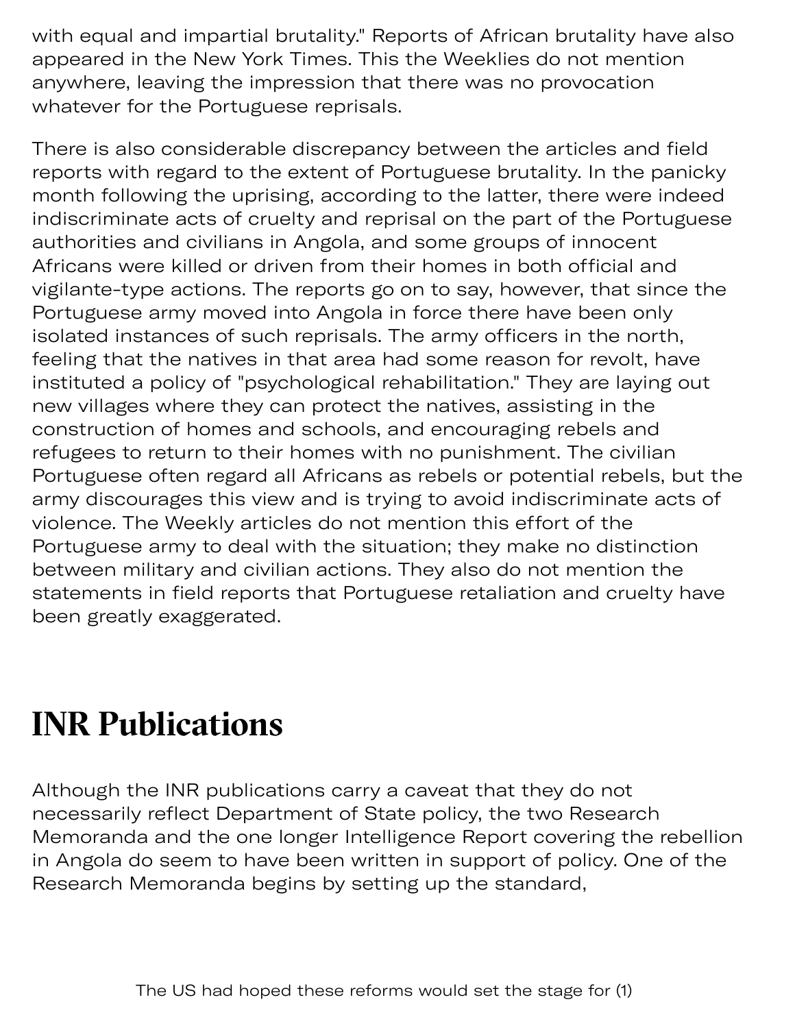with equal and impartial brutality." Reports of African brutality have also appeared in the New York Times. This the Weeklies do not mention anywhere, leaving the impression that there was no provocation whatever for the Portuguese reprisals.

There is also considerable discrepancy between the articles and field reports with regard to the extent of Portuguese brutality. In the panicky month following the uprising, according to the latter, there were indeed indiscriminate acts of cruelty and reprisal on the part of the Portuguese authorities and civilians in Angola, and some groups of innocent Africans were killed or driven from their homes in both official and vigilante-type actions. The reports go on to say, however, that since the Portuguese army moved into Angola in force there have been only isolated instances of such reprisals. The army officers in the north, feeling that the natives in that area had some reason for revolt, have instituted a policy of "psychological rehabilitation." They are laying out new villages where they can protect the natives, assisting in the construction of homes and schools, and encouraging rebels and refugees to return to their homes with no punishment. The civilian Portuguese often regard all Africans as rebels or potential rebels, but the army discourages this view and is trying to avoid indiscriminate acts of violence. The Weekly articles do not mention this effort of the Portuguese army to deal with the situation; they make no distinction between military and civilian actions. They also do not mention the statements in field reports that Portuguese retaliation and cruelty have been greatly exaggerated.

# INR Publications

Although the INR publications carry a caveat that they do not necessarily reflect Department of State policy, the two Research Memoranda and the one longer Intelligence Report covering the rebellion in Angola do seem to have been written in support of policy. One of the Research Memoranda begins by setting up the standard,

The US had hoped these reforms would set the stage for (1)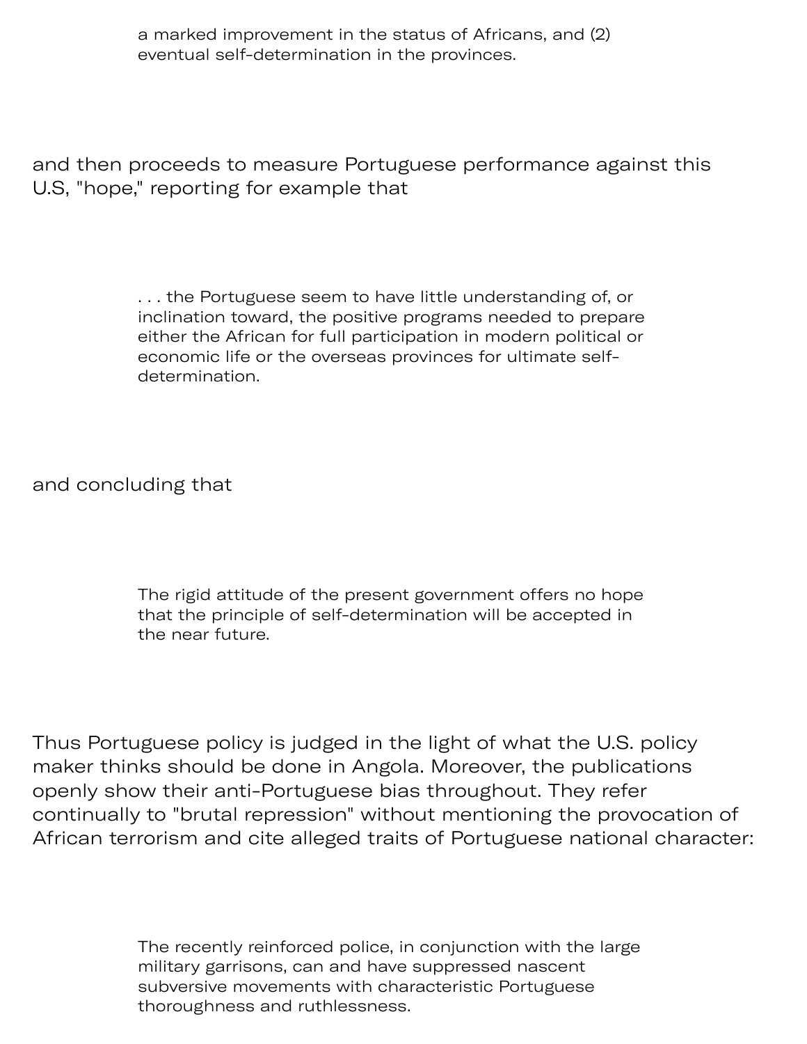> a marked improvement in the status of Africans, and (2) eventual self-determination in the provinces.

and then proceeds to measure Portuguese performance against this U.S, "hope," reporting for example that

> . . . the Portuguese seem to have little understanding of, or inclination toward, the positive programs needed to prepare either the African for full participation in modern political or economic life or the overseas provinces for ultimate self-determination.

and concluding that

> The rigid attitude of the present government offers no hope that the principle of self-determination will be accepted in the near future.

Thus Portuguese policy is judged in the light of what the U.S. policy maker thinks should be done in Angola. Moreover, the publications openly show their anti-Portuguese bias throughout. They refer continually to "brutal repression" without mentioning the provocation of African terrorism and cite alleged traits of Portuguese national character:

> The recently reinforced police, in conjunction with the large military garrisons, can and have suppressed nascent subversive movements with characteristic Portuguese thoroughness and ruthlessness.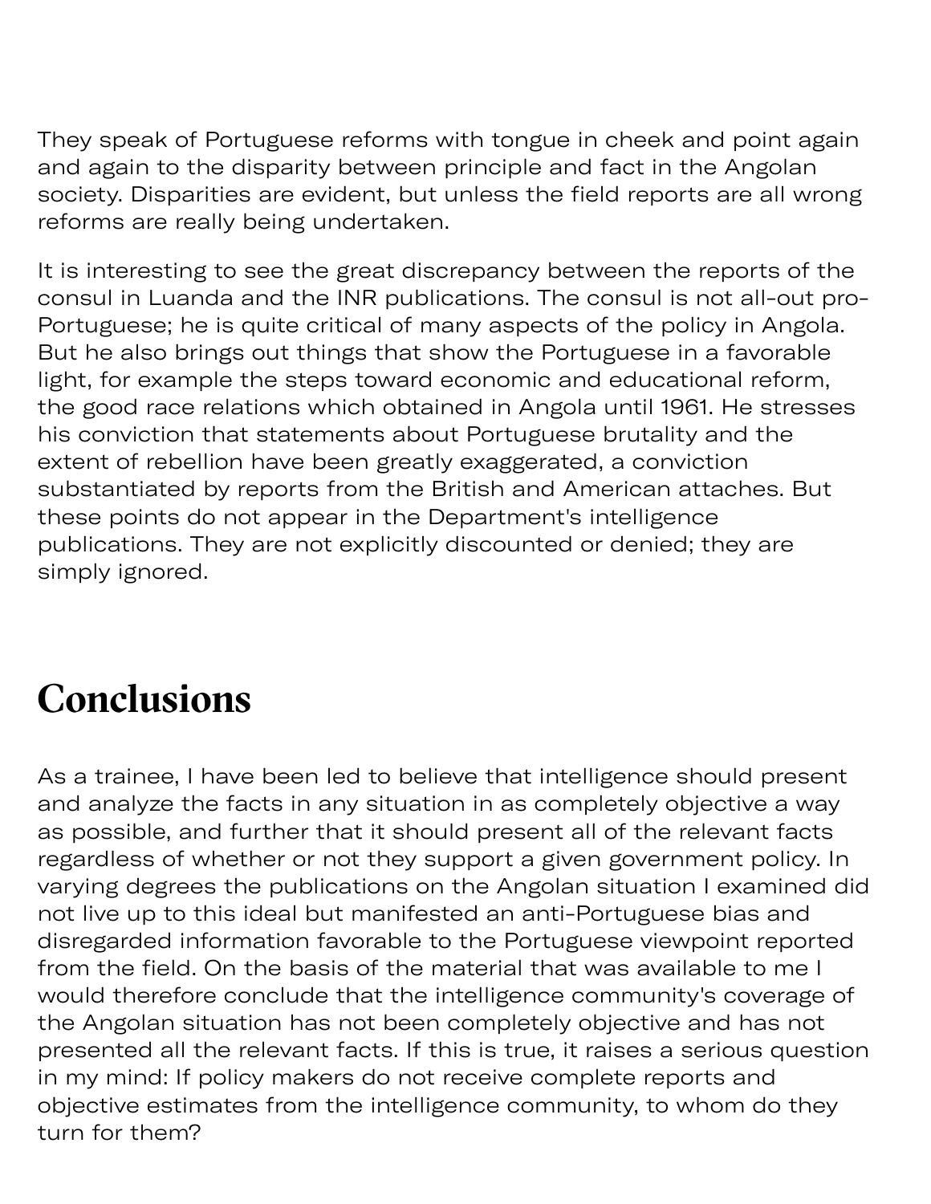They speak of Portuguese reforms with tongue in cheek and point again and again to the disparity between principle and fact in the Angolan society. Disparities are evident, but unless the field reports are all wrong reforms are really being undertaken.

It is interesting to see the great discrepancy between the reports of the consul in Luanda and the INR publications. The consul is not all-out pro-Portuguese; he is quite critical of many aspects of the policy in Angola. But he also brings out things that show the Portuguese in a favorable light, for example the steps toward economic and educational reform, the good race relations which obtained in Angola until 1961. He stresses his conviction that statements about Portuguese brutality and the extent of rebellion have been greatly exaggerated, a conviction substantiated by reports from the British and American attaches. But these points do not appear in the Department's intelligence publications. They are not explicitly discounted or denied; they are simply ignored.

## Conclusions

As a trainee, I have been led to believe that intelligence should present and analyze the facts in any situation in as completely objective a way as possible, and further that it should present all of the relevant facts regardless of whether or not they support a given government policy. In varying degrees the publications on the Angolan situation I examined did not live up to this ideal but manifested an anti-Portuguese bias and disregarded information favorable to the Portuguese viewpoint reported from the field. On the basis of the material that was available to me I would therefore conclude that the intelligence community's coverage of the Angolan situation has not been completely objective and has not presented all the relevant facts. If this is true, it raises a serious question in my mind: If policy makers do not receive complete reports and objective estimates from the intelligence community, to whom do they turn for them?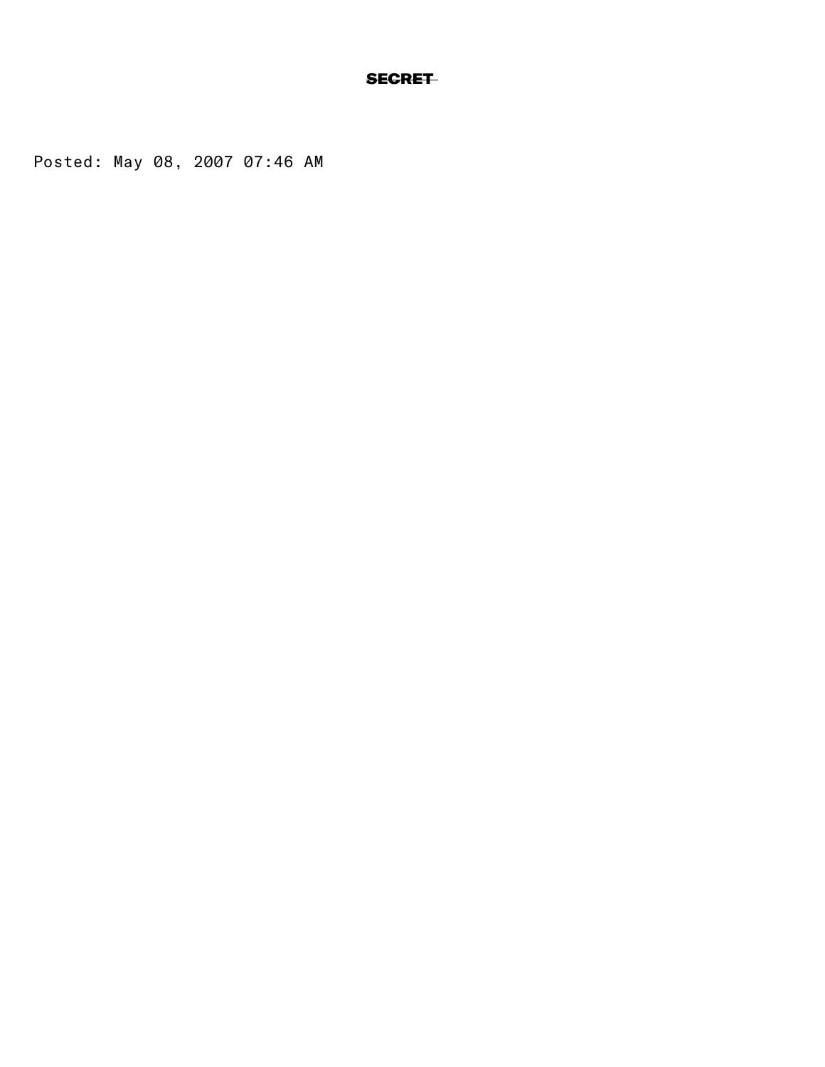Posted: May 08, 2007 07:46 AM